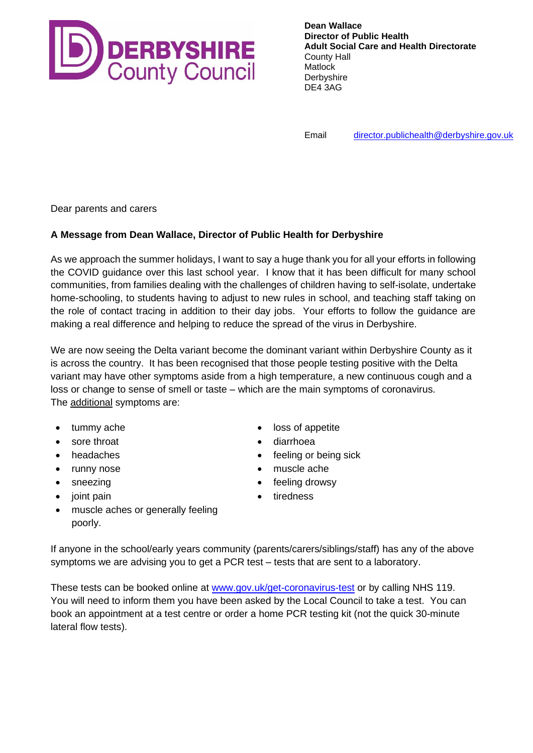DERBYSHIRE County Council

**Dean Wallace**
**Director of Public Health**
**Adult Social Care and Health Directorate**
County Hall
Matlock
Derbyshire
DE4 3AG

Email director.publichealth@derbyshire.gov.uk

Dear parents and carers

**A Message from Dean Wallace, Director of Public Health for Derbyshire**

As we approach the summer holidays, I want to say a huge thank you for all your efforts in following the COVID guidance over this last school year. I know that it has been difficult for many school communities, from families dealing with the challenges of children having to self-isolate, undertake home-schooling, to students having to adjust to new rules in school, and teaching staff taking on the role of contact tracing in addition to their day jobs. Your efforts to follow the guidance are making a real difference and helping to reduce the spread of the virus in Derbyshire.

We are now seeing the Delta variant become the dominant variant within Derbyshire County as it is across the country. It has been recognised that those people testing positive with the Delta variant may have other symptoms aside from a high temperature, a new continuous cough and a loss or change to sense of smell or taste – which are the main symptoms of coronavirus. The additional symptoms are:

- tummy ache
- sore throat
- headaches
- runny nose
- sneezing
- joint pain
- muscle aches or generally feeling poorly.
- loss of appetite
- diarrhoea
- feeling or being sick
- muscle ache
- feeling drowsy
- tiredness

If anyone in the school/early years community (parents/carers/siblings/staff) has any of the above symptoms we are advising you to get a PCR test – tests that are sent to a laboratory.

These tests can be booked online at www.gov.uk/get-coronavirus-test or by calling NHS 119. You will need to inform them you have been asked by the Local Council to take a test. You can book an appointment at a test centre or order a home PCR testing kit (not the quick 30-minute lateral flow tests).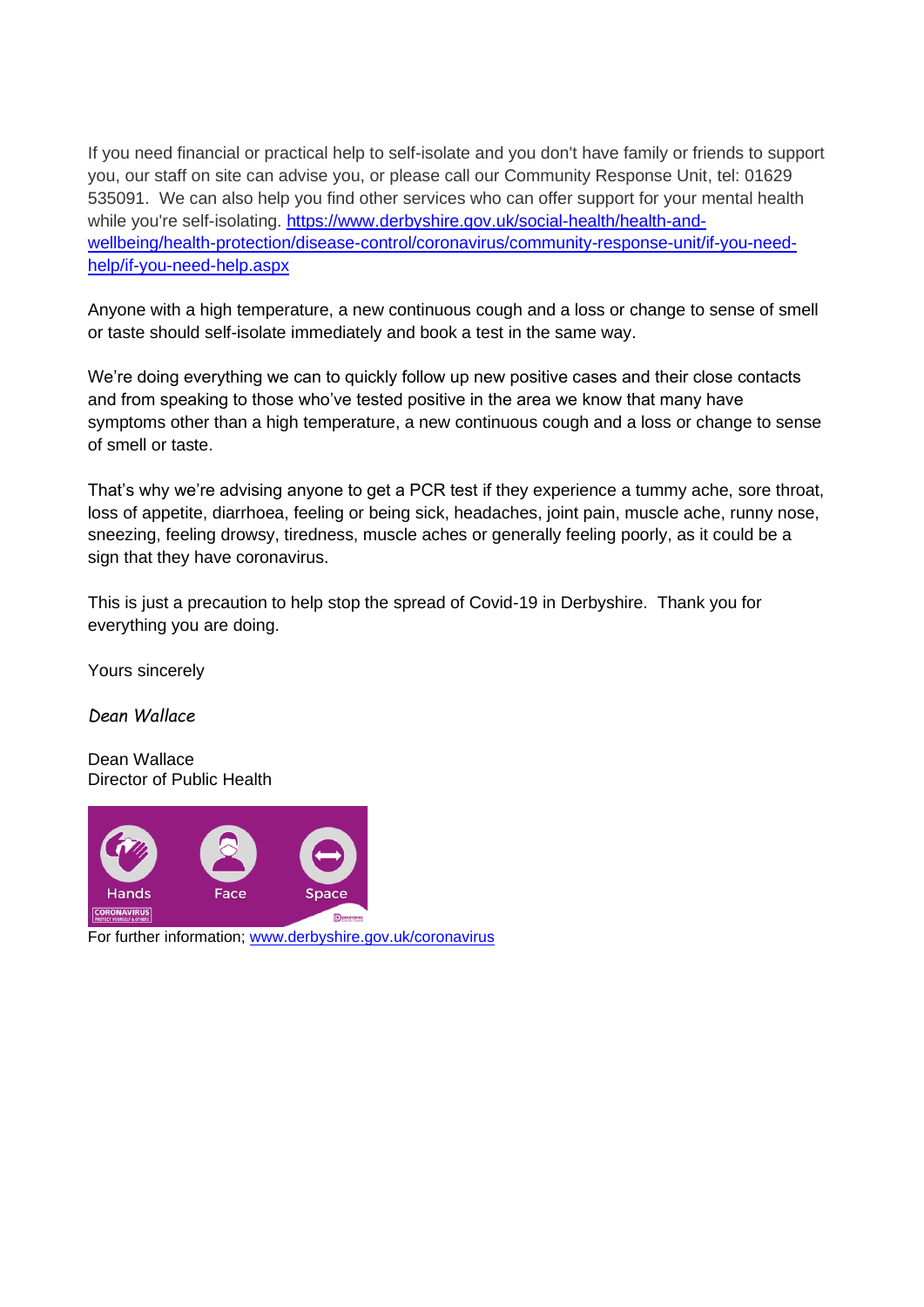If you need financial or practical help to self-isolate and you don't have family or friends to support you, our staff on site can advise you, or please call our Community Response Unit, tel: 01629 535091. We can also help you find other services who can offer support for your mental health while you're self-isolating. https://www.derbyshire.gov.uk/social-health/health-and-wellbeing/health-protection/disease-control/coronavirus/community-response-unit/if-you-need-help/if-you-need-help.aspx

Anyone with a high temperature, a new continuous cough and a loss or change to sense of smell or taste should self-isolate immediately and book a test in the same way.

We're doing everything we can to quickly follow up new positive cases and their close contacts and from speaking to those who've tested positive in the area we know that many have symptoms other than a high temperature, a new continuous cough and a loss or change to sense of smell or taste.

That's why we're advising anyone to get a PCR test if they experience a tummy ache, sore throat, loss of appetite, diarrhoea, feeling or being sick, headaches, joint pain, muscle ache, runny nose, sneezing, feeling drowsy, tiredness, muscle aches or generally feeling poorly, as it could be a sign that they have coronavirus.

This is just a precaution to help stop the spread of Covid-19 in Derbyshire. Thank you for everything you are doing.

Yours sincerely

*Dean Wallace*

Dean Wallace
Director of Public Health

Hands Face Space

CORONAVIRUS

For further information; www.derbyshire.gov.uk/coronavirus